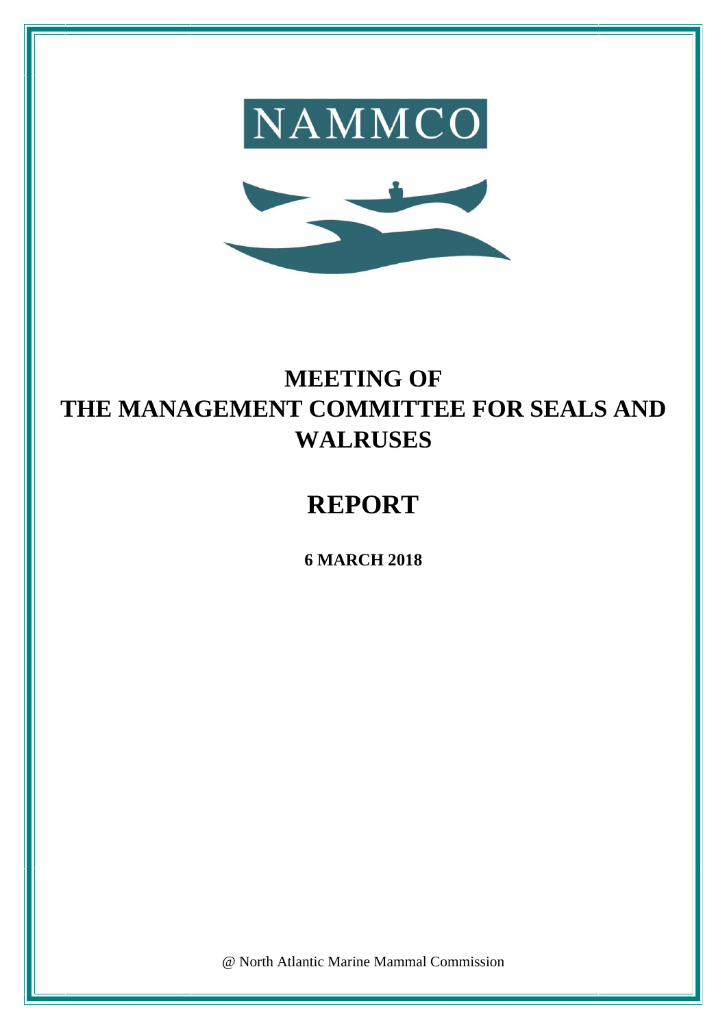NAMMCO

# MEETING OF THE MANAGEMENT COMMITTEE FOR SEALS AND WALRUSES

# REPORT

**6 MARCH 2018**

@ North Atlantic Marine Mammal Commission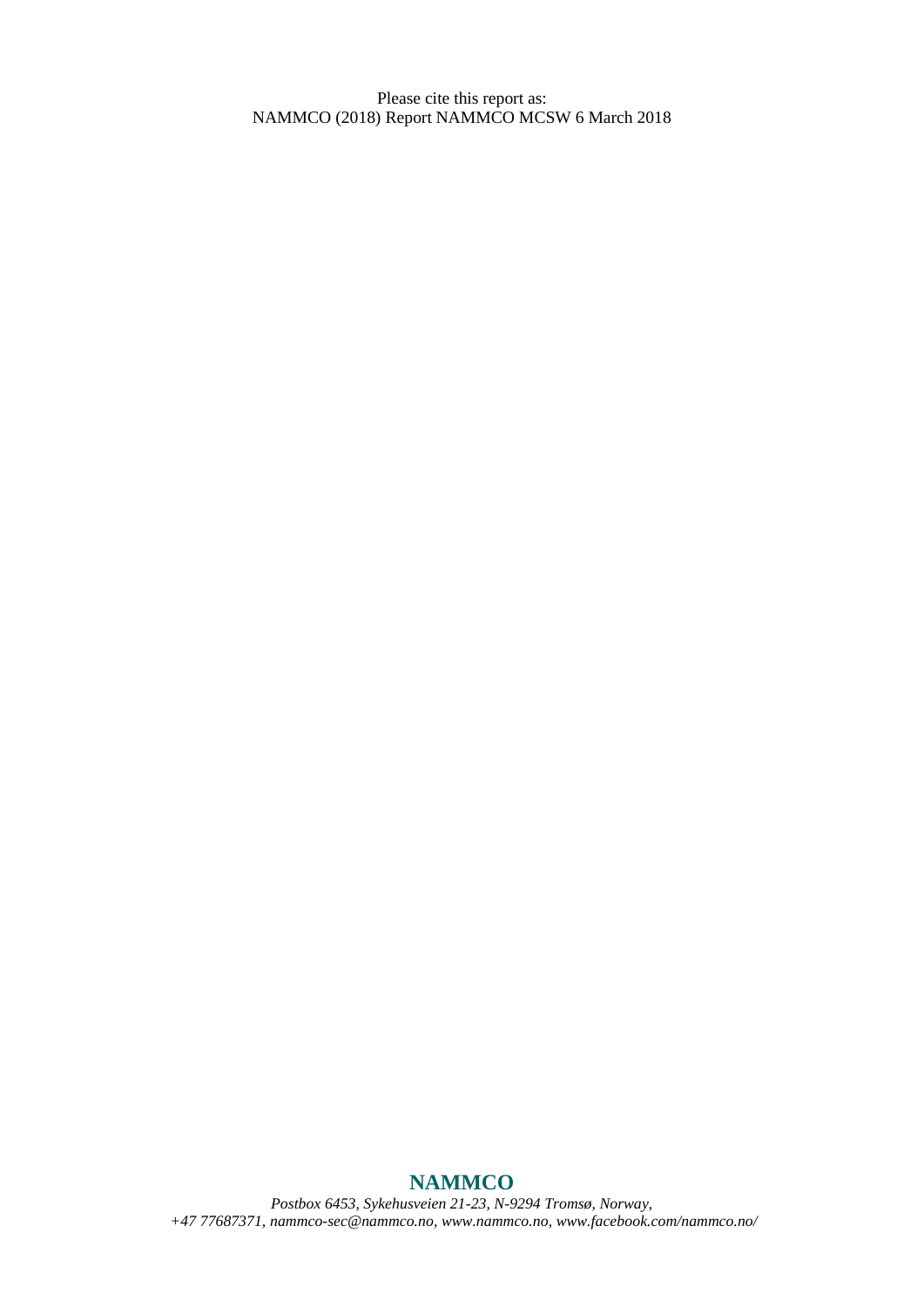Please cite this report as:
NAMMCO (2018) Report NAMMCO MCSW 6 March 2018

**NAMMCO**

*Postbox 6453, Sykehusveien 21-23, N-9294 Tromsø, Norway,*
*+47 77687371, nammco-sec@nammco.no, www.nammco.no, www.facebook.com/nammco.no/*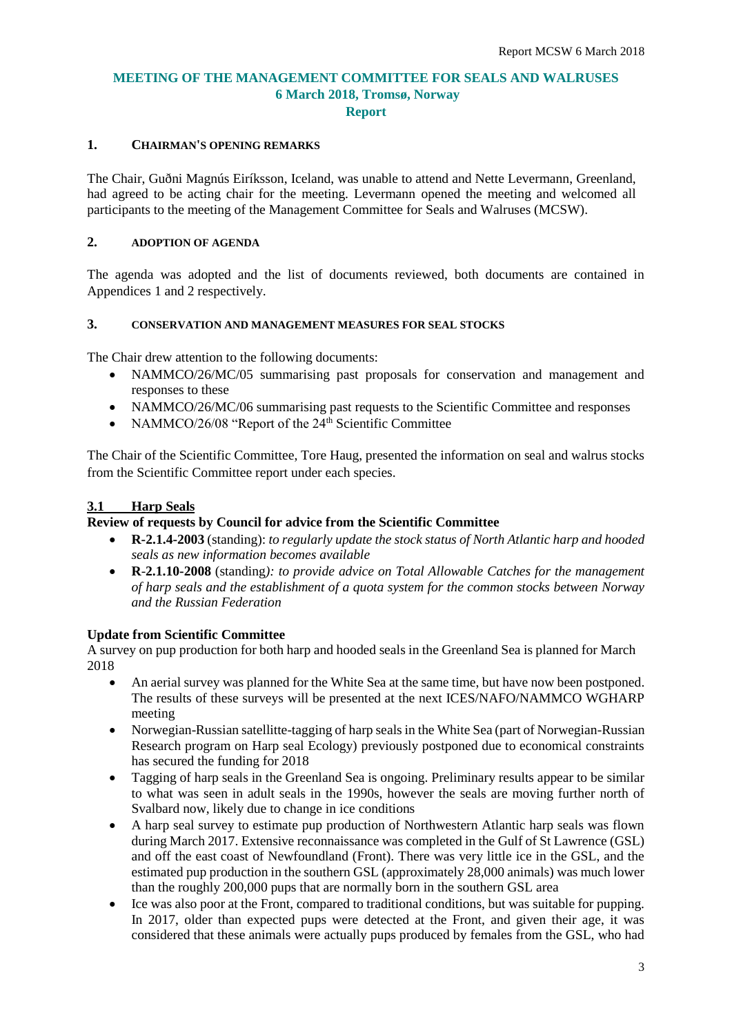## MEETING OF THE MANAGEMENT COMMITTEE FOR SEALS AND WALRUSES
## 6 March 2018, Tromsø, Norway
## Report

### 1. CHAIRMAN'S OPENING REMARKS

The Chair, Guðni Magnús Eiríksson, Iceland, was unable to attend and Nette Levermann, Greenland, had agreed to be acting chair for the meeting. Levermann opened the meeting and welcomed all participants to the meeting of the Management Committee for Seals and Walruses (MCSW).

### 2. ADOPTION OF AGENDA

The agenda was adopted and the list of documents reviewed, both documents are contained in Appendices 1 and 2 respectively.

### 3. CONSERVATION AND MANAGEMENT MEASURES FOR SEAL STOCKS

The Chair drew attention to the following documents:

- NAMMCO/26/MC/05 summarising past proposals for conservation and management and responses to these
- NAMMCO/26/MC/06 summarising past requests to the Scientific Committee and responses
- NAMMCO/26/08 "Report of the 24th Scientific Committee

The Chair of the Scientific Committee, Tore Haug, presented the information on seal and walrus stocks from the Scientific Committee report under each species.

#### 3.1 Harp Seals

**Review of requests by Council for advice from the Scientific Committee**

- **R-2.1.4-2003** (standing): *to regularly update the stock status of North Atlantic harp and hooded seals as new information becomes available*
- **R-2.1.10-2008** (standing*): to provide advice on Total Allowable Catches for the management of harp seals and the establishment of a quota system for the common stocks between Norway and the Russian Federation*

**Update from Scientific Committee**

A survey on pup production for both harp and hooded seals in the Greenland Sea is planned for March 2018

- An aerial survey was planned for the White Sea at the same time, but have now been postponed. The results of these surveys will be presented at the next ICES/NAFO/NAMMCO WGHARP meeting
- Norwegian-Russian satellitte-tagging of harp seals in the White Sea (part of Norwegian-Russian Research program on Harp seal Ecology) previously postponed due to economical constraints has secured the funding for 2018
- Tagging of harp seals in the Greenland Sea is ongoing. Preliminary results appear to be similar to what was seen in adult seals in the 1990s, however the seals are moving further north of Svalbard now, likely due to change in ice conditions
- A harp seal survey to estimate pup production of Northwestern Atlantic harp seals was flown during March 2017. Extensive reconnaissance was completed in the Gulf of St Lawrence (GSL) and off the east coast of Newfoundland (Front). There was very little ice in the GSL, and the estimated pup production in the southern GSL (approximately 28,000 animals) was much lower than the roughly 200,000 pups that are normally born in the southern GSL area
- Ice was also poor at the Front, compared to traditional conditions, but was suitable for pupping. In 2017, older than expected pups were detected at the Front, and given their age, it was considered that these animals were actually pups produced by females from the GSL, who had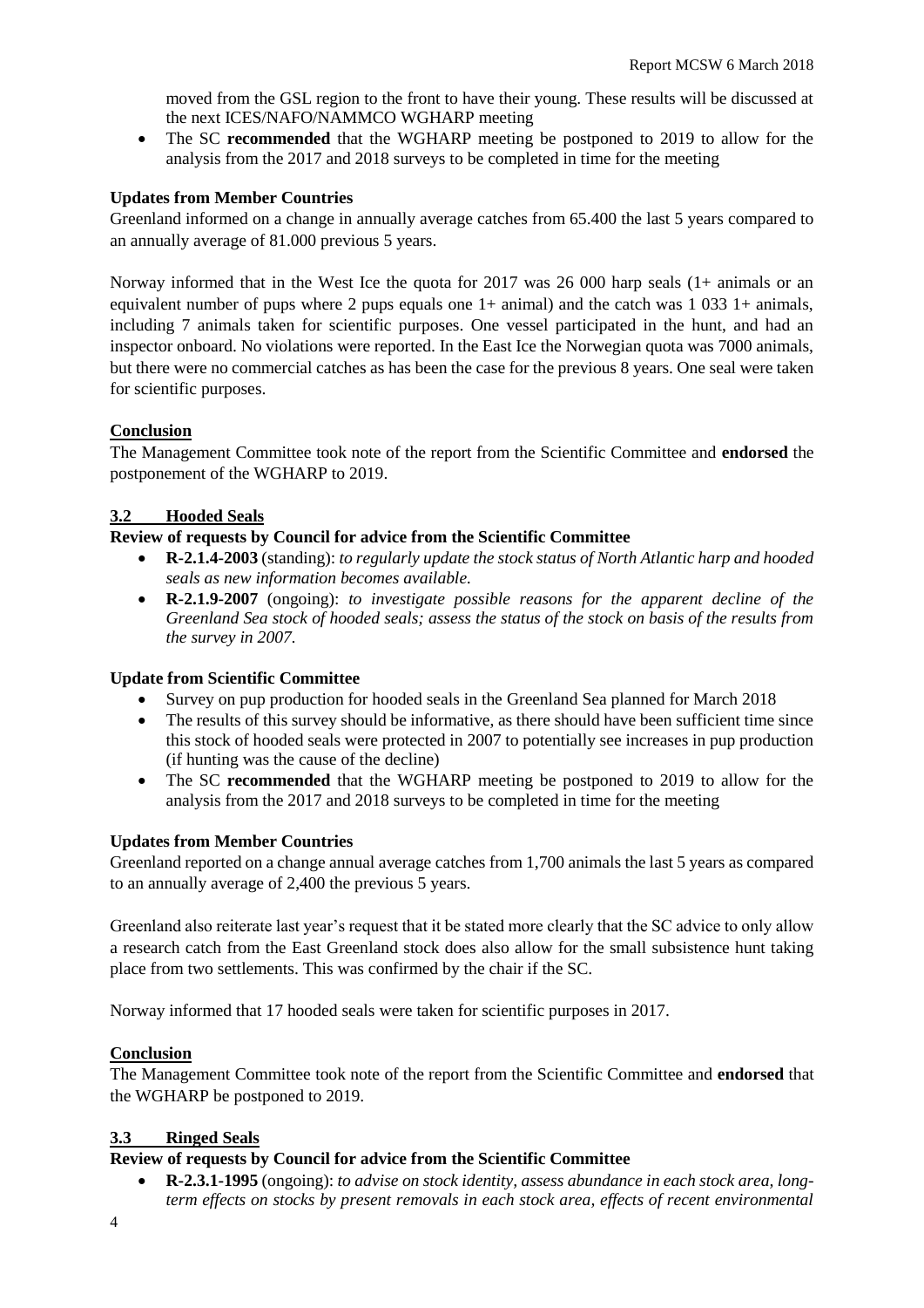moved from the GSL region to the front to have their young. These results will be discussed at the next ICES/NAFO/NAMMCO WGHARP meeting

- The SC **recommended** that the WGHARP meeting be postponed to 2019 to allow for the analysis from the 2017 and 2018 surveys to be completed in time for the meeting

**Updates from Member Countries**

Greenland informed on a change in annually average catches from 65.400 the last 5 years compared to an annually average of 81.000 previous 5 years.

Norway informed that in the West Ice the quota for 2017 was 26 000 harp seals (1+ animals or an equivalent number of pups where 2 pups equals one 1+ animal) and the catch was 1 033 1+ animals, including 7 animals taken for scientific purposes. One vessel participated in the hunt, and had an inspector onboard. No violations were reported. In the East Ice the Norwegian quota was 7000 animals, but there were no commercial catches as has been the case for the previous 8 years. One seal were taken for scientific purposes.

**Conclusion**

The Management Committee took note of the report from the Scientific Committee and **endorsed** the postponement of the WGHARP to 2019.

## 3.2 Hooded Seals

**Review of requests by Council for advice from the Scientific Committee**

- **R-2.1.4-2003** (standing): *to regularly update the stock status of North Atlantic harp and hooded seals as new information becomes available.*
- **R-2.1.9-2007** (ongoing): *to investigate possible reasons for the apparent decline of the Greenland Sea stock of hooded seals; assess the status of the stock on basis of the results from the survey in 2007.*

**Update from Scientific Committee**

- Survey on pup production for hooded seals in the Greenland Sea planned for March 2018
- The results of this survey should be informative, as there should have been sufficient time since this stock of hooded seals were protected in 2007 to potentially see increases in pup production (if hunting was the cause of the decline)
- The SC **recommended** that the WGHARP meeting be postponed to 2019 to allow for the analysis from the 2017 and 2018 surveys to be completed in time for the meeting

**Updates from Member Countries**

Greenland reported on a change annual average catches from 1,700 animals the last 5 years as compared to an annually average of 2,400 the previous 5 years.

Greenland also reiterate last year's request that it be stated more clearly that the SC advice to only allow a research catch from the East Greenland stock does also allow for the small subsistence hunt taking place from two settlements. This was confirmed by the chair if the SC.

Norway informed that 17 hooded seals were taken for scientific purposes in 2017.

**Conclusion**

The Management Committee took note of the report from the Scientific Committee and **endorsed** that the WGHARP be postponed to 2019.

## 3.3 Ringed Seals

**Review of requests by Council for advice from the Scientific Committee**

- **R-2.3.1-1995** (ongoing): *to advise on stock identity, assess abundance in each stock area, long-term effects on stocks by present removals in each stock area, effects of recent environmental*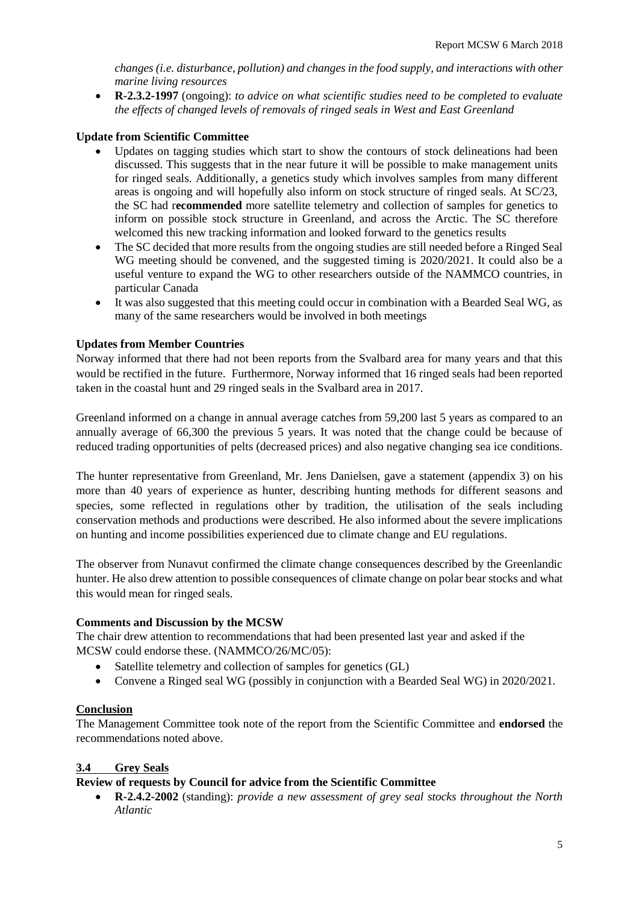*changes (i.e. disturbance, pollution) and changes in the food supply, and interactions with other marine living resources*

- **R-2.3.2-1997** (ongoing): *to advice on what scientific studies need to be completed to evaluate the effects of changed levels of removals of ringed seals in West and East Greenland*

**Update from Scientific Committee**

- Updates on tagging studies which start to show the contours of stock delineations had been discussed. This suggests that in the near future it will be possible to make management units for ringed seals. Additionally, a genetics study which involves samples from many different areas is ongoing and will hopefully also inform on stock structure of ringed seals. At SC/23, the SC had r**ecommended** more satellite telemetry and collection of samples for genetics to inform on possible stock structure in Greenland, and across the Arctic. The SC therefore welcomed this new tracking information and looked forward to the genetics results
- The SC decided that more results from the ongoing studies are still needed before a Ringed Seal WG meeting should be convened, and the suggested timing is 2020/2021. It could also be a useful venture to expand the WG to other researchers outside of the NAMMCO countries, in particular Canada
- It was also suggested that this meeting could occur in combination with a Bearded Seal WG, as many of the same researchers would be involved in both meetings

**Updates from Member Countries**

Norway informed that there had not been reports from the Svalbard area for many years and that this would be rectified in the future. Furthermore, Norway informed that 16 ringed seals had been reported taken in the coastal hunt and 29 ringed seals in the Svalbard area in 2017.

Greenland informed on a change in annual average catches from 59,200 last 5 years as compared to an annually average of 66,300 the previous 5 years. It was noted that the change could be because of reduced trading opportunities of pelts (decreased prices) and also negative changing sea ice conditions.

The hunter representative from Greenland, Mr. Jens Danielsen, gave a statement (appendix 3) on his more than 40 years of experience as hunter, describing hunting methods for different seasons and species, some reflected in regulations other by tradition, the utilisation of the seals including conservation methods and productions were described. He also informed about the severe implications on hunting and income possibilities experienced due to climate change and EU regulations.

The observer from Nunavut confirmed the climate change consequences described by the Greenlandic hunter. He also drew attention to possible consequences of climate change on polar bear stocks and what this would mean for ringed seals.

**Comments and Discussion by the MCSW**

The chair drew attention to recommendations that had been presented last year and asked if the MCSW could endorse these. (NAMMCO/26/MC/05):

- Satellite telemetry and collection of samples for genetics (GL)
- Convene a Ringed seal WG (possibly in conjunction with a Bearded Seal WG) in 2020/2021.

**Conclusion**

The Management Committee took note of the report from the Scientific Committee and **endorsed** the recommendations noted above.

## 3.4 Grey Seals

**Review of requests by Council for advice from the Scientific Committee**

- **R-2.4.2-2002** (standing): *provide a new assessment of grey seal stocks throughout the North Atlantic*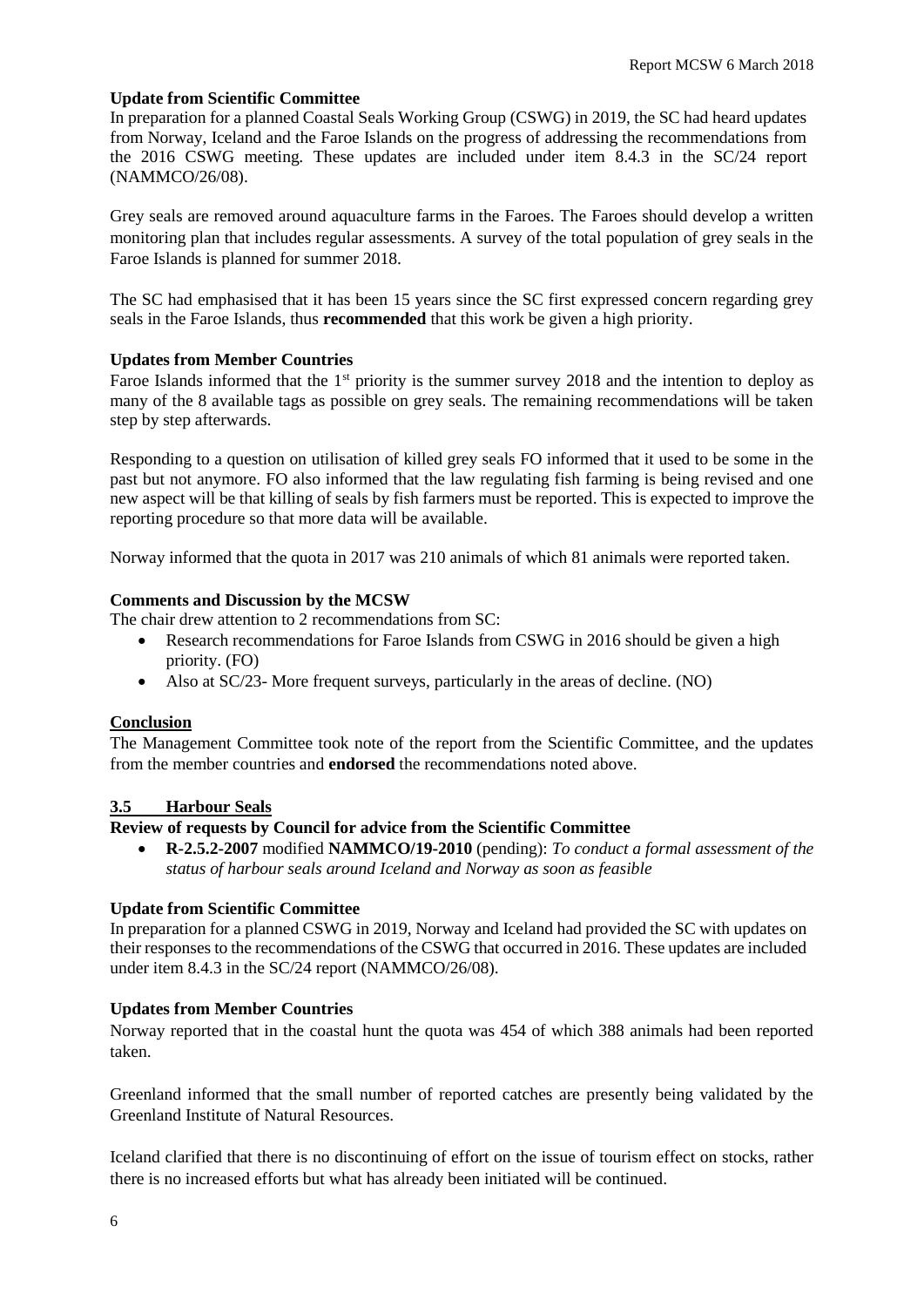**Update from Scientific Committee**

In preparation for a planned Coastal Seals Working Group (CSWG) in 2019, the SC had heard updates from Norway, Iceland and the Faroe Islands on the progress of addressing the recommendations from the 2016 CSWG meeting. These updates are included under item 8.4.3 in the SC/24 report (NAMMCO/26/08).

Grey seals are removed around aquaculture farms in the Faroes. The Faroes should develop a written monitoring plan that includes regular assessments. A survey of the total population of grey seals in the Faroe Islands is planned for summer 2018.

The SC had emphasised that it has been 15 years since the SC first expressed concern regarding grey seals in the Faroe Islands, thus **recommended** that this work be given a high priority.

**Updates from Member Countries**

Faroe Islands informed that the 1st priority is the summer survey 2018 and the intention to deploy as many of the 8 available tags as possible on grey seals. The remaining recommendations will be taken step by step afterwards.

Responding to a question on utilisation of killed grey seals FO informed that it used to be some in the past but not anymore. FO also informed that the law regulating fish farming is being revised and one new aspect will be that killing of seals by fish farmers must be reported. This is expected to improve the reporting procedure so that more data will be available.

Norway informed that the quota in 2017 was 210 animals of which 81 animals were reported taken.

**Comments and Discussion by the MCSW**

The chair drew attention to 2 recommendations from SC:

- Research recommendations for Faroe Islands from CSWG in 2016 should be given a high priority. (FO)
- Also at SC/23- More frequent surveys, particularly in the areas of decline. (NO)

**Conclusion**

The Management Committee took note of the report from the Scientific Committee, and the updates from the member countries and **endorsed** the recommendations noted above.

## 3.5 Harbour Seals

**Review of requests by Council for advice from the Scientific Committee**

- **R-2.5.2-2007** modified **NAMMCO/19-2010** (pending): *To conduct a formal assessment of the status of harbour seals around Iceland and Norway as soon as feasible*

**Update from Scientific Committee**

In preparation for a planned CSWG in 2019, Norway and Iceland had provided the SC with updates on their responses to the recommendations of the CSWG that occurred in 2016. These updates are included under item 8.4.3 in the SC/24 report (NAMMCO/26/08).

**Updates from Member Countries**

Norway reported that in the coastal hunt the quota was 454 of which 388 animals had been reported taken.

Greenland informed that the small number of reported catches are presently being validated by the Greenland Institute of Natural Resources.

Iceland clarified that there is no discontinuing of effort on the issue of tourism effect on stocks, rather there is no increased efforts but what has already been initiated will be continued.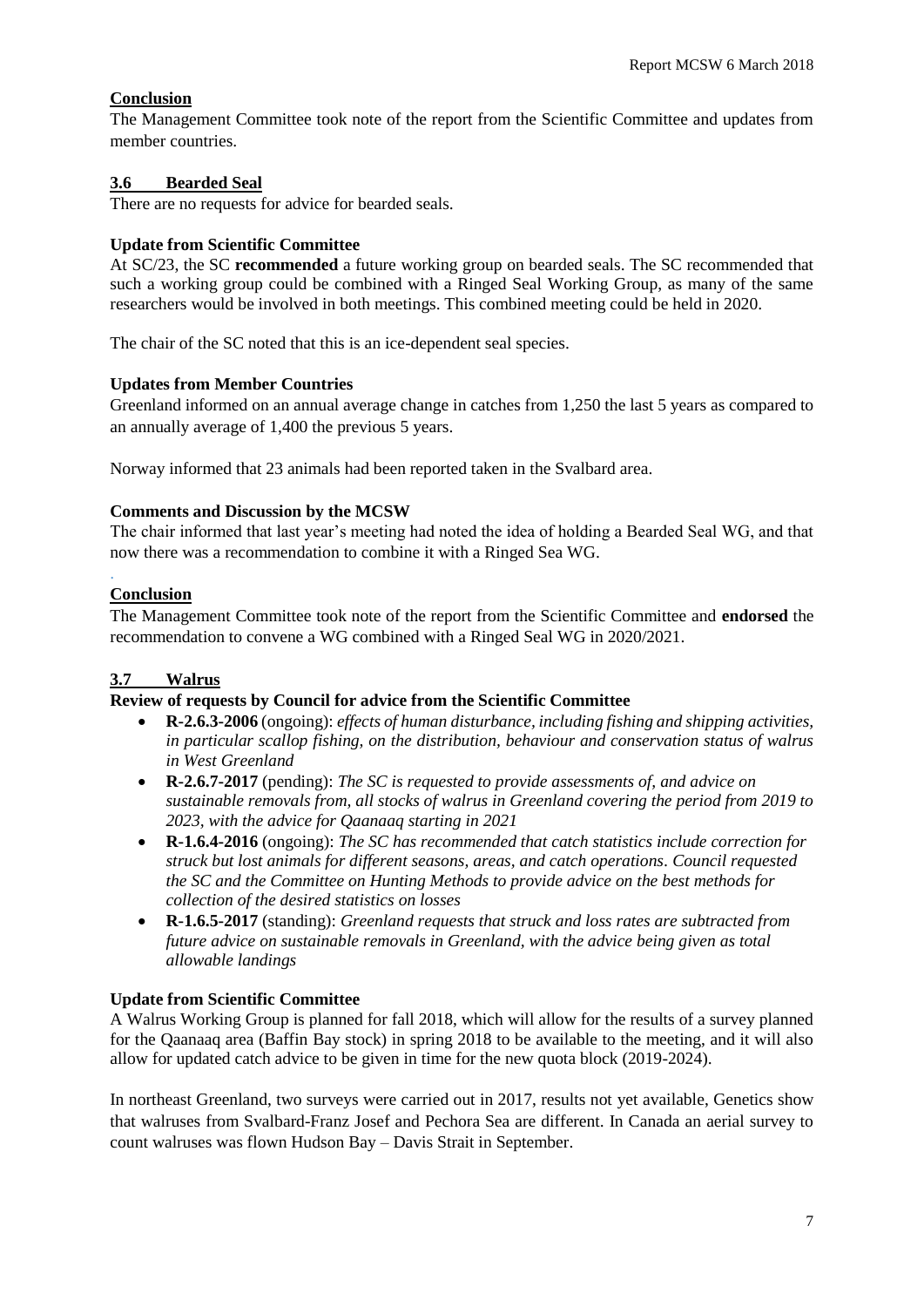**Conclusion**

The Management Committee took note of the report from the Scientific Committee and updates from member countries.

## 3.6 Bearded Seal

There are no requests for advice for bearded seals.

**Update from Scientific Committee**

At SC/23, the SC **recommended** a future working group on bearded seals. The SC recommended that such a working group could be combined with a Ringed Seal Working Group, as many of the same researchers would be involved in both meetings. This combined meeting could be held in 2020.

The chair of the SC noted that this is an ice-dependent seal species.

**Updates from Member Countries**

Greenland informed on an annual average change in catches from 1,250 the last 5 years as compared to an annually average of 1,400 the previous 5 years.

Norway informed that 23 animals had been reported taken in the Svalbard area.

**Comments and Discussion by the MCSW**

The chair informed that last year's meeting had noted the idea of holding a Bearded Seal WG, and that now there was a recommendation to combine it with a Ringed Sea WG.

**Conclusion**

The Management Committee took note of the report from the Scientific Committee and **endorsed** the recommendation to convene a WG combined with a Ringed Seal WG in 2020/2021.

## 3.7 Walrus

**Review of requests by Council for advice from the Scientific Committee**

- **R-2.6.3-2006** (ongoing): *effects of human disturbance, including fishing and shipping activities, in particular scallop fishing, on the distribution, behaviour and conservation status of walrus in West Greenland*
- **R-2.6.7-2017** (pending): *The SC is requested to provide assessments of, and advice on sustainable removals from, all stocks of walrus in Greenland covering the period from 2019 to 2023, with the advice for Qaanaaq starting in 2021*
- **R-1.6.4-2016** (ongoing): *The SC has recommended that catch statistics include correction for struck but lost animals for different seasons, areas, and catch operations. Council requested the SC and the Committee on Hunting Methods to provide advice on the best methods for collection of the desired statistics on losses*
- **R-1.6.5-2017** (standing): *Greenland requests that struck and loss rates are subtracted from future advice on sustainable removals in Greenland, with the advice being given as total allowable landings*

**Update from Scientific Committee**

A Walrus Working Group is planned for fall 2018, which will allow for the results of a survey planned for the Qaanaaq area (Baffin Bay stock) in spring 2018 to be available to the meeting, and it will also allow for updated catch advice to be given in time for the new quota block (2019-2024).

In northeast Greenland, two surveys were carried out in 2017, results not yet available, Genetics show that walruses from Svalbard-Franz Josef and Pechora Sea are different. In Canada an aerial survey to count walruses was flown Hudson Bay – Davis Strait in September.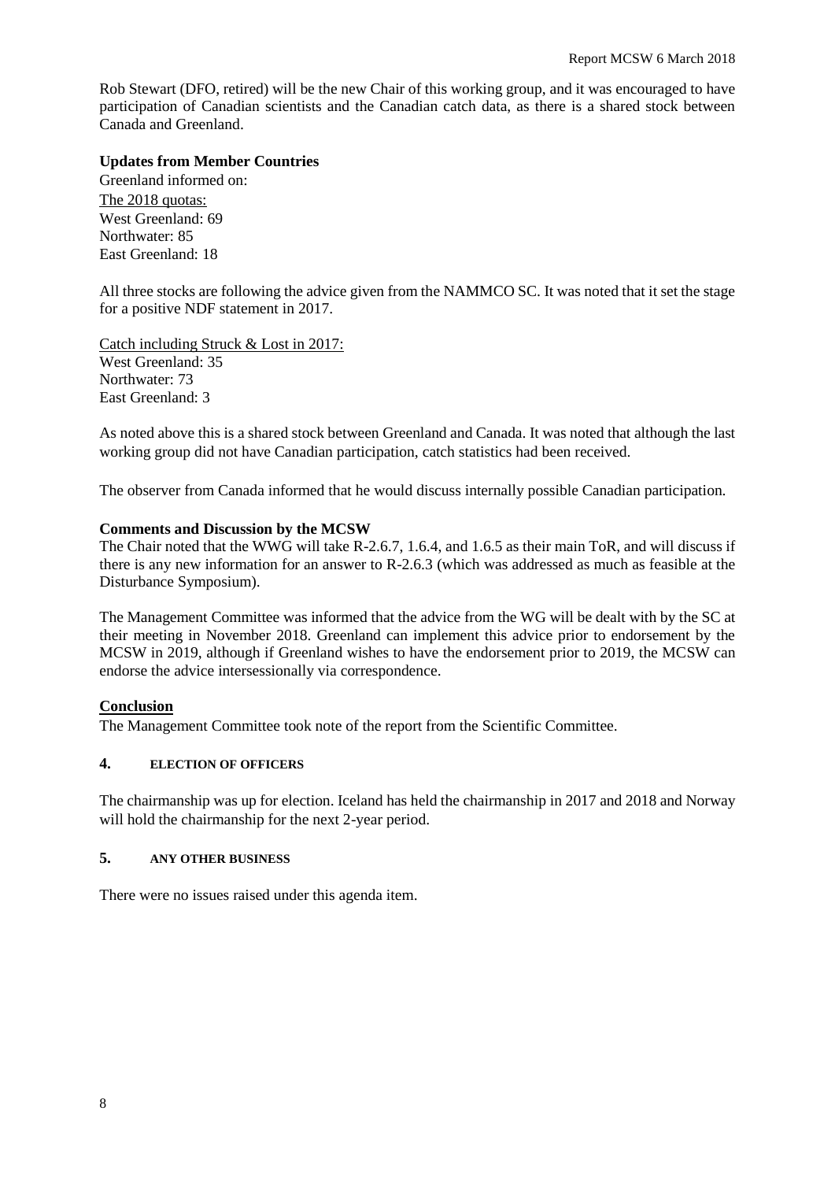Rob Stewart (DFO, retired) will be the new Chair of this working group, and it was encouraged to have participation of Canadian scientists and the Canadian catch data, as there is a shared stock between Canada and Greenland.

**Updates from Member Countries**

Greenland informed on:

<u>The 2018 quotas:</u>
West Greenland: 69
Northwater: 85
East Greenland: 18

All three stocks are following the advice given from the NAMMCO SC. It was noted that it set the stage for a positive NDF statement in 2017.

<u>Catch including Struck & Lost in 2017:</u>
West Greenland: 35
Northwater: 73
East Greenland: 3

As noted above this is a shared stock between Greenland and Canada. It was noted that although the last working group did not have Canadian participation, catch statistics had been received.

The observer from Canada informed that he would discuss internally possible Canadian participation.

**Comments and Discussion by the MCSW**

The Chair noted that the WWG will take R-2.6.7, 1.6.4, and 1.6.5 as their main ToR, and will discuss if there is any new information for an answer to R-2.6.3 (which was addressed as much as feasible at the Disturbance Symposium).

The Management Committee was informed that the advice from the WG will be dealt with by the SC at their meeting in November 2018. Greenland can implement this advice prior to endorsement by the MCSW in 2019, although if Greenland wishes to have the endorsement prior to 2019, the MCSW can endorse the advice intersessionally via correspondence.

**<u>Conclusion</u>**

The Management Committee took note of the report from the Scientific Committee.

## 4. ELECTION OF OFFICERS

The chairmanship was up for election. Iceland has held the chairmanship in 2017 and 2018 and Norway will hold the chairmanship for the next 2-year period.

## 5. ANY OTHER BUSINESS

There were no issues raised under this agenda item.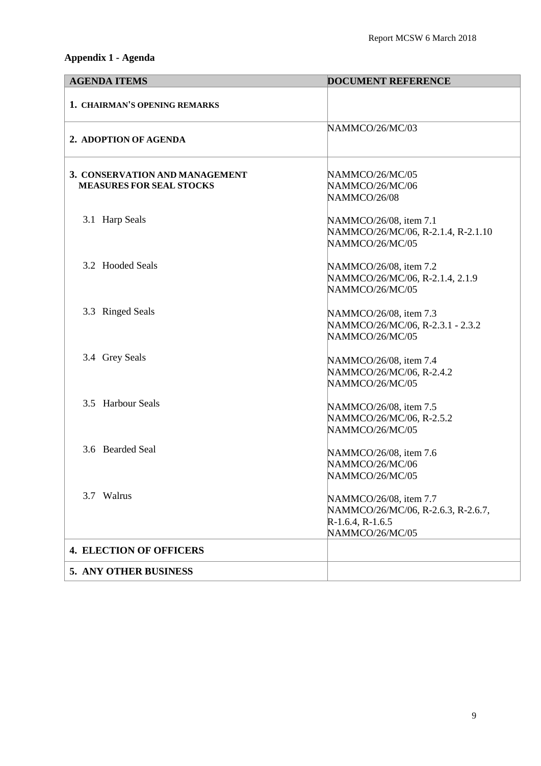**Appendix 1 - Agenda**

| AGENDA ITEMS | DOCUMENT REFERENCE |
|---|---|
| **1. CHAIRMAN'S OPENING REMARKS** | |
| **2. ADOPTION OF AGENDA** | NAMMCO/26/MC/03 |
| **3. CONSERVATION AND MANAGEMENT MEASURES FOR SEAL STOCKS** | NAMMCO/26/MC/05<br>NAMMCO/26/MC/06<br>NAMMCO/26/08 |
| 3.1 Harp Seals | NAMMCO/26/08, item 7.1<br>NAMMCO/26/MC/06, R-2.1.4, R-2.1.10<br>NAMMCO/26/MC/05 |
| 3.2 Hooded Seals | NAMMCO/26/08, item 7.2<br>NAMMCO/26/MC/06, R-2.1.4, 2.1.9<br>NAMMCO/26/MC/05 |
| 3.3 Ringed Seals | NAMMCO/26/08, item 7.3<br>NAMMCO/26/MC/06, R-2.3.1 - 2.3.2<br>NAMMCO/26/MC/05 |
| 3.4 Grey Seals | NAMMCO/26/08, item 7.4<br>NAMMCO/26/MC/06, R-2.4.2<br>NAMMCO/26/MC/05 |
| 3.5 Harbour Seals | NAMMCO/26/08, item 7.5<br>NAMMCO/26/MC/06, R-2.5.2<br>NAMMCO/26/MC/05 |
| 3.6 Bearded Seal | NAMMCO/26/08, item 7.6<br>NAMMCO/26/MC/06<br>NAMMCO/26/MC/05 |
| 3.7 Walrus | NAMMCO/26/08, item 7.7<br>NAMMCO/26/MC/06, R-2.6.3, R-2.6.7, R-1.6.4, R-1.6.5<br>NAMMCO/26/MC/05 |
| **4. ELECTION OF OFFICERS** | |
| **5. ANY OTHER BUSINESS** | |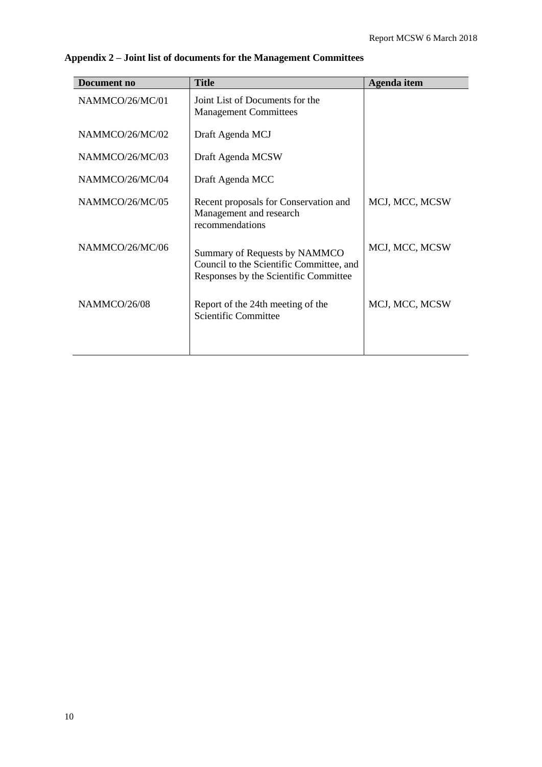**Appendix 2 – Joint list of documents for the Management Committees**

| Document no | Title | Agenda item |
|---|---|---|
| NAMMCO/26/MC/01 | Joint List of Documents for the Management Committees | |
| NAMMCO/26/MC/02 | Draft Agenda MCJ | |
| NAMMCO/26/MC/03 | Draft Agenda MCSW | |
| NAMMCO/26/MC/04 | Draft Agenda MCC | |
| NAMMCO/26/MC/05 | Recent proposals for Conservation and Management and research recommendations | MCJ, MCC, MCSW |
| NAMMCO/26/MC/06 | Summary of Requests by NAMMCO Council to the Scientific Committee, and Responses by the Scientific Committee | MCJ, MCC, MCSW |
| NAMMCO/26/08 | Report of the 24th meeting of the Scientific Committee | MCJ, MCC, MCSW |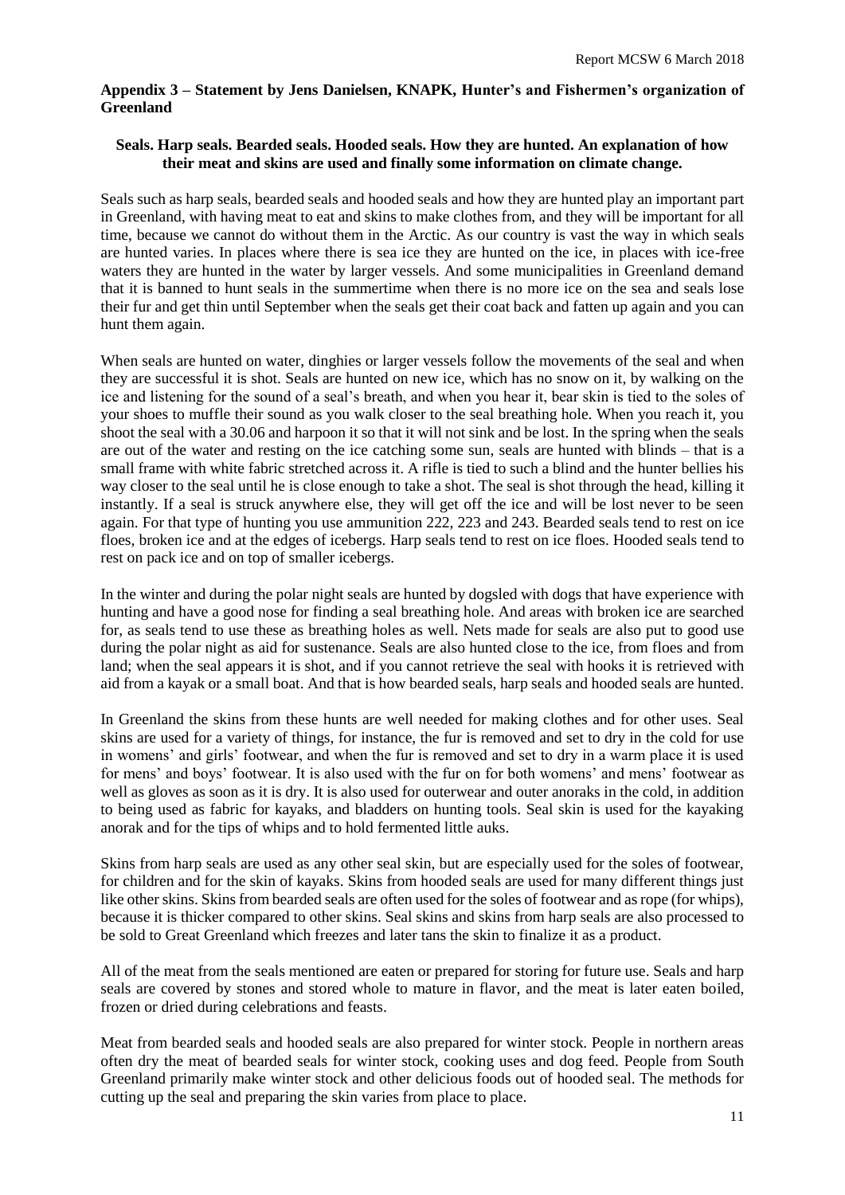## Appendix 3 – Statement by Jens Danielsen, KNAPK, Hunter's and Fishermen's organization of Greenland

### Seals. Harp seals. Bearded seals. Hooded seals. How they are hunted. An explanation of how their meat and skins are used and finally some information on climate change.

Seals such as harp seals, bearded seals and hooded seals and how they are hunted play an important part in Greenland, with having meat to eat and skins to make clothes from, and they will be important for all time, because we cannot do without them in the Arctic. As our country is vast the way in which seals are hunted varies. In places where there is sea ice they are hunted on the ice, in places with ice-free waters they are hunted in the water by larger vessels. And some municipalities in Greenland demand that it is banned to hunt seals in the summertime when there is no more ice on the sea and seals lose their fur and get thin until September when the seals get their coat back and fatten up again and you can hunt them again.

When seals are hunted on water, dinghies or larger vessels follow the movements of the seal and when they are successful it is shot. Seals are hunted on new ice, which has no snow on it, by walking on the ice and listening for the sound of a seal's breath, and when you hear it, bear skin is tied to the soles of your shoes to muffle their sound as you walk closer to the seal breathing hole. When you reach it, you shoot the seal with a 30.06 and harpoon it so that it will not sink and be lost. In the spring when the seals are out of the water and resting on the ice catching some sun, seals are hunted with blinds – that is a small frame with white fabric stretched across it. A rifle is tied to such a blind and the hunter bellies his way closer to the seal until he is close enough to take a shot. The seal is shot through the head, killing it instantly. If a seal is struck anywhere else, they will get off the ice and will be lost never to be seen again. For that type of hunting you use ammunition 222, 223 and 243. Bearded seals tend to rest on ice floes, broken ice and at the edges of icebergs. Harp seals tend to rest on ice floes. Hooded seals tend to rest on pack ice and on top of smaller icebergs.

In the winter and during the polar night seals are hunted by dogsled with dogs that have experience with hunting and have a good nose for finding a seal breathing hole. And areas with broken ice are searched for, as seals tend to use these as breathing holes as well. Nets made for seals are also put to good use during the polar night as aid for sustenance. Seals are also hunted close to the ice, from floes and from land; when the seal appears it is shot, and if you cannot retrieve the seal with hooks it is retrieved with aid from a kayak or a small boat. And that is how bearded seals, harp seals and hooded seals are hunted.

In Greenland the skins from these hunts are well needed for making clothes and for other uses. Seal skins are used for a variety of things, for instance, the fur is removed and set to dry in the cold for use in womens' and girls' footwear, and when the fur is removed and set to dry in a warm place it is used for mens' and boys' footwear. It is also used with the fur on for both womens' and mens' footwear as well as gloves as soon as it is dry. It is also used for outerwear and outer anoraks in the cold, in addition to being used as fabric for kayaks, and bladders on hunting tools. Seal skin is used for the kayaking anorak and for the tips of whips and to hold fermented little auks.

Skins from harp seals are used as any other seal skin, but are especially used for the soles of footwear, for children and for the skin of kayaks. Skins from hooded seals are used for many different things just like other skins. Skins from bearded seals are often used for the soles of footwear and as rope (for whips), because it is thicker compared to other skins. Seal skins and skins from harp seals are also processed to be sold to Great Greenland which freezes and later tans the skin to finalize it as a product.

All of the meat from the seals mentioned are eaten or prepared for storing for future use. Seals and harp seals are covered by stones and stored whole to mature in flavor, and the meat is later eaten boiled, frozen or dried during celebrations and feasts.

Meat from bearded seals and hooded seals are also prepared for winter stock. People in northern areas often dry the meat of bearded seals for winter stock, cooking uses and dog feed. People from South Greenland primarily make winter stock and other delicious foods out of hooded seal. The methods for cutting up the seal and preparing the skin varies from place to place.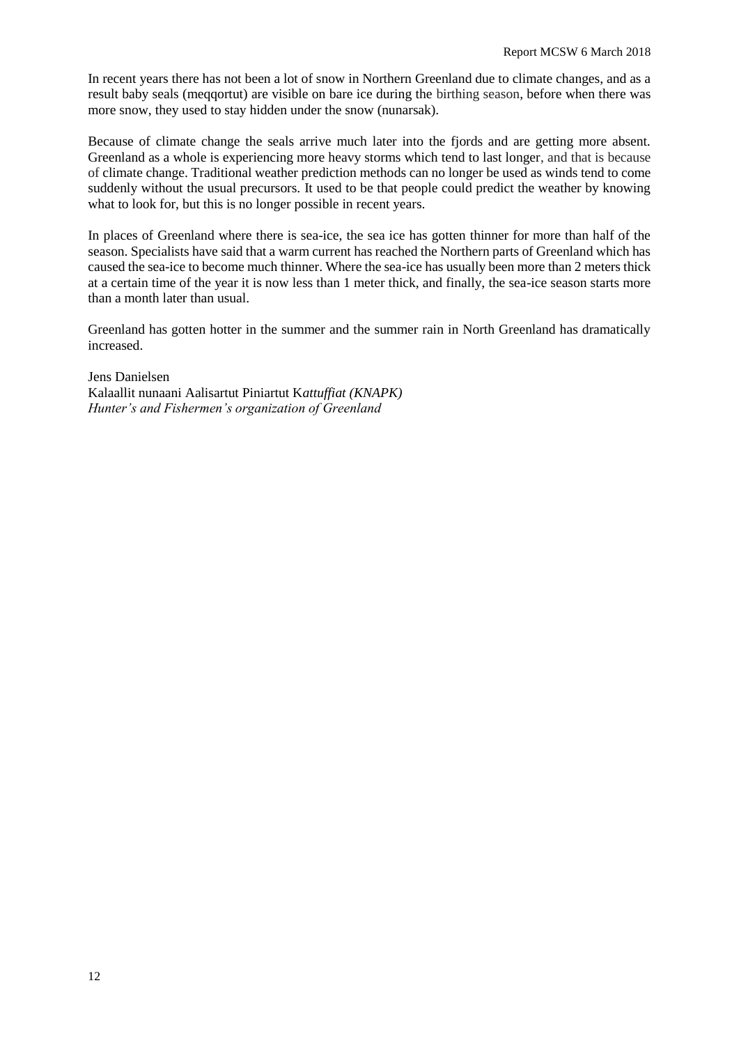In recent years there has not been a lot of snow in Northern Greenland due to climate changes, and as a result baby seals (meqqortut) are visible on bare ice during the birthing season, before when there was more snow, they used to stay hidden under the snow (nunarsak).

Because of climate change the seals arrive much later into the fjords and are getting more absent. Greenland as a whole is experiencing more heavy storms which tend to last longer, and that is because of climate change. Traditional weather prediction methods can no longer be used as winds tend to come suddenly without the usual precursors. It used to be that people could predict the weather by knowing what to look for, but this is no longer possible in recent years.

In places of Greenland where there is sea-ice, the sea ice has gotten thinner for more than half of the season. Specialists have said that a warm current has reached the Northern parts of Greenland which has caused the sea-ice to become much thinner. Where the sea-ice has usually been more than 2 meters thick at a certain time of the year it is now less than 1 meter thick, and finally, the sea-ice season starts more than a month later than usual.

Greenland has gotten hotter in the summer and the summer rain in North Greenland has dramatically increased.

Jens Danielsen  
Kalaallit nunaani Aalisartut Piniartut K*attuffiat (KNAPK)*  
*Hunter's and Fishermen's organization of Greenland*